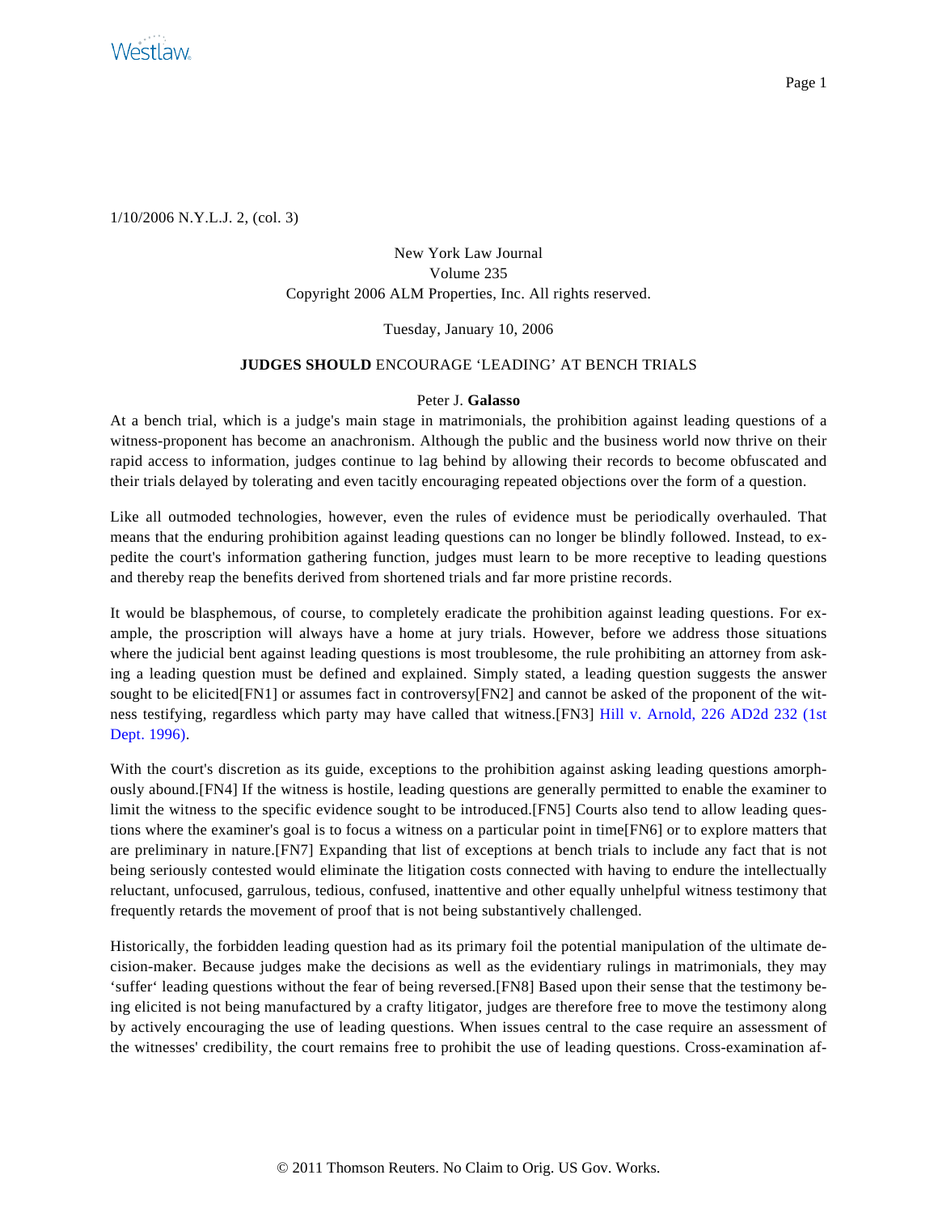1/10/2006 N.Y.L.J. 2, (col. 3)

New York Law Journal
Volume 235
Copyright 2006 ALM Properties, Inc. All rights reserved.

Tuesday, January 10, 2006

## **JUDGES SHOULD** ENCOURAGE 'LEADING' AT BENCH TRIALS

Peter J. **Galasso**

At a bench trial, which is a judge's main stage in matrimonials, the prohibition against leading questions of a witness-proponent has become an anachronism. Although the public and the business world now thrive on their rapid access to information, judges continue to lag behind by allowing their records to become obfuscated and their trials delayed by tolerating and even tacitly encouraging repeated objections over the form of a question.

Like all outmoded technologies, however, even the rules of evidence must be periodically overhauled. That means that the enduring prohibition against leading questions can no longer be blindly followed. Instead, to expedite the court's information gathering function, judges must learn to be more receptive to leading questions and thereby reap the benefits derived from shortened trials and far more pristine records.

It would be blasphemous, of course, to completely eradicate the prohibition against leading questions. For example, the proscription will always have a home at jury trials. However, before we address those situations where the judicial bent against leading questions is most troublesome, the rule prohibiting an attorney from asking a leading question must be defined and explained. Simply stated, a leading question suggests the answer sought to be elicited[FN1] or assumes fact in controversy[FN2] and cannot be asked of the proponent of the witness testifying, regardless which party may have called that witness.[FN3] Hill v. Arnold, 226 AD2d 232 (1st Dept. 1996).

With the court's discretion as its guide, exceptions to the prohibition against asking leading questions amorphously abound.[FN4] If the witness is hostile, leading questions are generally permitted to enable the examiner to limit the witness to the specific evidence sought to be introduced.[FN5] Courts also tend to allow leading questions where the examiner's goal is to focus a witness on a particular point in time[FN6] or to explore matters that are preliminary in nature.[FN7] Expanding that list of exceptions at bench trials to include any fact that is not being seriously contested would eliminate the litigation costs connected with having to endure the intellectually reluctant, unfocused, garrulous, tedious, confused, inattentive and other equally unhelpful witness testimony that frequently retards the movement of proof that is not being substantively challenged.

Historically, the forbidden leading question had as its primary foil the potential manipulation of the ultimate decision-maker. Because judges make the decisions as well as the evidentiary rulings in matrimonials, they may 'suffer' leading questions without the fear of being reversed.[FN8] Based upon their sense that the testimony being elicited is not being manufactured by a crafty litigator, judges are therefore free to move the testimony along by actively encouraging the use of leading questions. When issues central to the case require an assessment of the witnesses' credibility, the court remains free to prohibit the use of leading questions. Cross-examination af-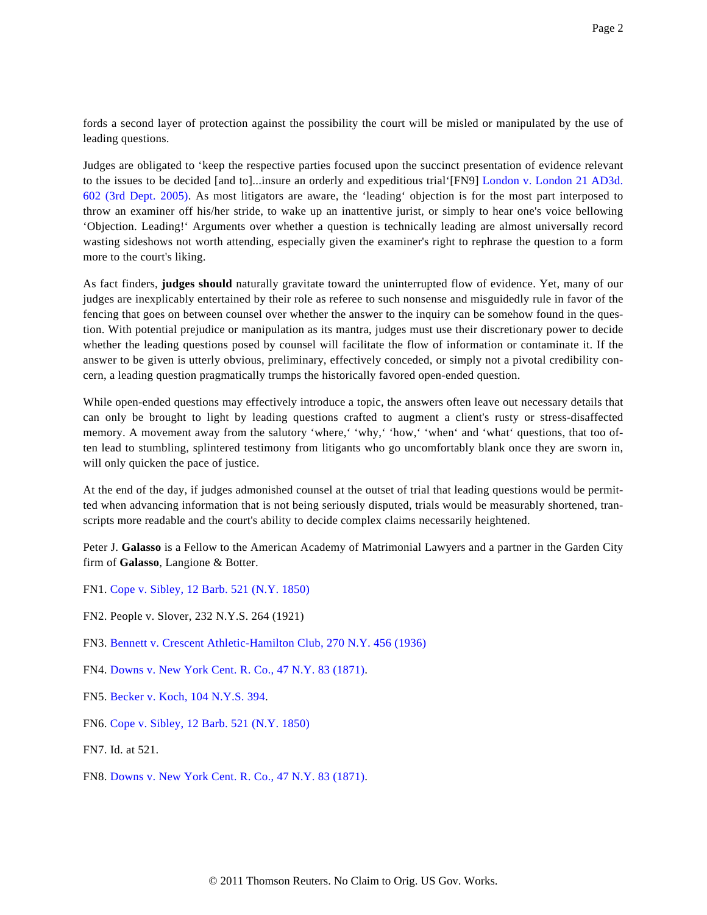fords a second layer of protection against the possibility the court will be misled or manipulated by the use of leading questions.

Judges are obligated to 'keep the respective parties focused upon the succinct presentation of evidence relevant to the issues to be decided [and to]...insure an orderly and expeditious trial'[FN9] London v. London 21 AD3d. 602 (3rd Dept. 2005). As most litigators are aware, the 'leading' objection is for the most part interposed to throw an examiner off his/her stride, to wake up an inattentive jurist, or simply to hear one's voice bellowing 'Objection. Leading!' Arguments over whether a question is technically leading are almost universally record wasting sideshows not worth attending, especially given the examiner's right to rephrase the question to a form more to the court's liking.

As fact finders, **judges should** naturally gravitate toward the uninterrupted flow of evidence. Yet, many of our judges are inexplicably entertained by their role as referee to such nonsense and misguidedly rule in favor of the fencing that goes on between counsel over whether the answer to the inquiry can be somehow found in the question. With potential prejudice or manipulation as its mantra, judges must use their discretionary power to decide whether the leading questions posed by counsel will facilitate the flow of information or contaminate it. If the answer to be given is utterly obvious, preliminary, effectively conceded, or simply not a pivotal credibility concern, a leading question pragmatically trumps the historically favored open-ended question.

While open-ended questions may effectively introduce a topic, the answers often leave out necessary details that can only be brought to light by leading questions crafted to augment a client's rusty or stress-disaffected memory. A movement away from the salutory 'where,' 'why,' 'how,' 'when' and 'what' questions, that too often lead to stumbling, splintered testimony from litigants who go uncomfortably blank once they are sworn in, will only quicken the pace of justice.

At the end of the day, if judges admonished counsel at the outset of trial that leading questions would be permitted when advancing information that is not being seriously disputed, trials would be measurably shortened, transcripts more readable and the court's ability to decide complex claims necessarily heightened.

Peter J. **Galasso** is a Fellow to the American Academy of Matrimonial Lawyers and a partner in the Garden City firm of **Galasso**, Langione & Botter.

FN1. Cope v. Sibley, 12 Barb. 521 (N.Y. 1850)

FN2. People v. Slover, 232 N.Y.S. 264 (1921)

FN3. Bennett v. Crescent Athletic-Hamilton Club, 270 N.Y. 456 (1936)

FN4. Downs v. New York Cent. R. Co., 47 N.Y. 83 (1871).

FN5. Becker v. Koch, 104 N.Y.S. 394.

FN6. Cope v. Sibley, 12 Barb. 521 (N.Y. 1850)

FN7. Id. at 521.

FN8. Downs v. New York Cent. R. Co., 47 N.Y. 83 (1871).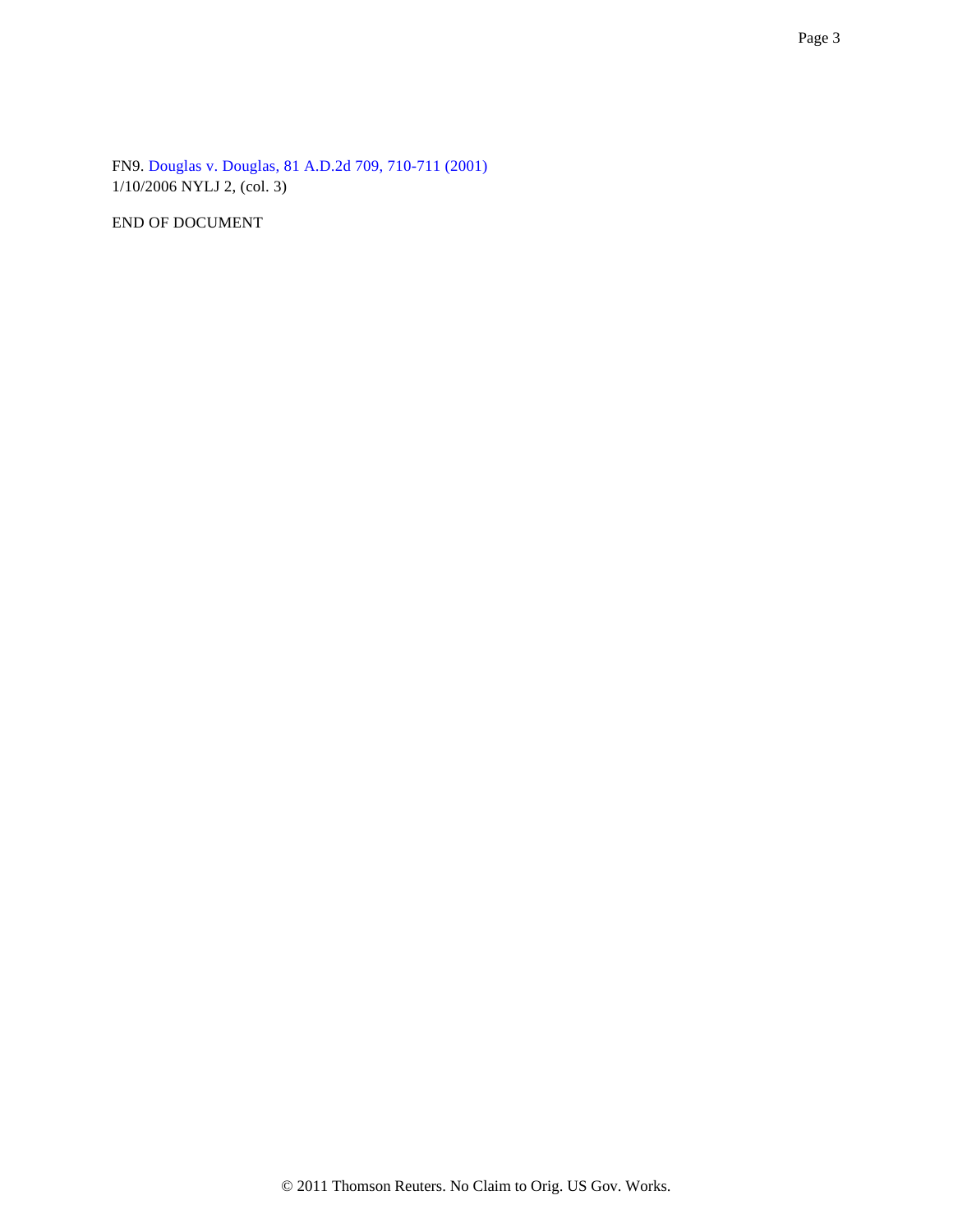FN9. Douglas v. Douglas, 81 A.D.2d 709, 710-711 (2001)
1/10/2006 NYLJ 2, (col. 3)

END OF DOCUMENT